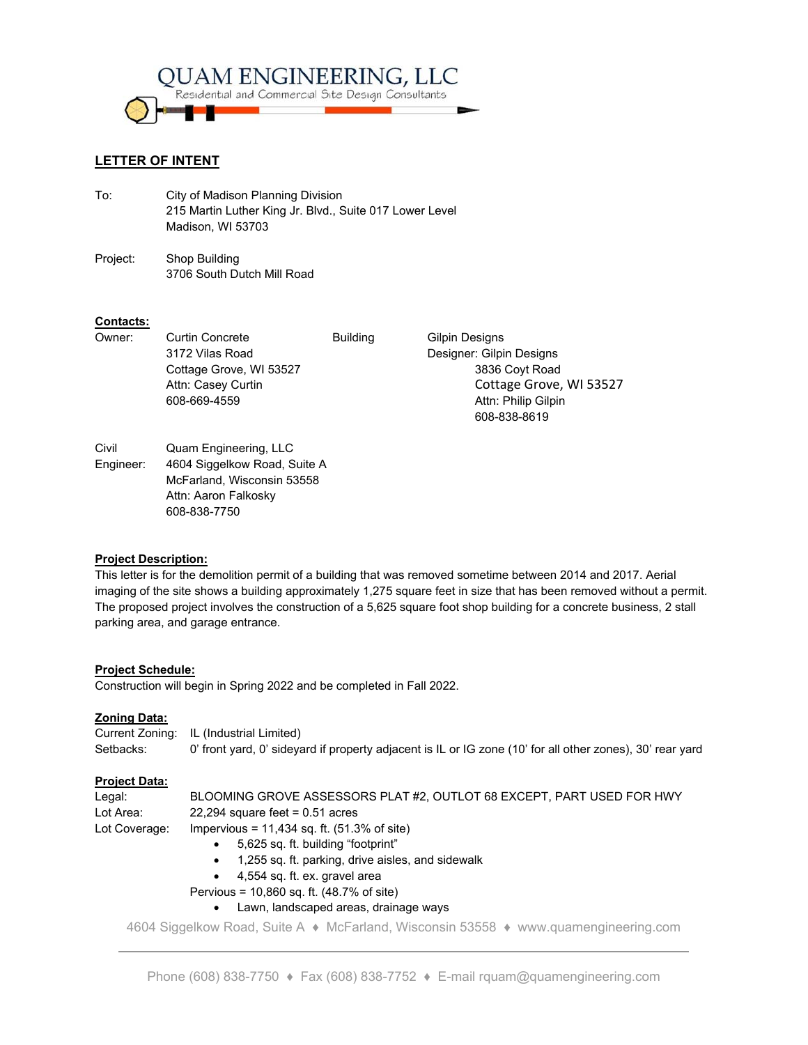# QUAM ENGINEERING, LLC

Residential and Commercial Site Design Consultants

## LETTER OF INTENT

To: City of Madison Planning Division
215 Martin Luther King Jr. Blvd., Suite 017 Lower Level
Madison, WI 53703

Project: Shop Building
3706 South Dutch Mill Road

**Contacts:**

| | | | |
|---|---|---|---|
| Owner: | Curtin Concrete<br>3172 Vilas Road<br>Cottage Grove, WI 53527<br>Attn: Casey Curtin<br>608-669-4559 | Building Designer: | Gilpin Designs<br>3836 Coyt Road<br>Cottage Grove, WI 53527<br>Attn: Philip Gilpin<br>608-838-8619 |

Civil Engineer: Quam Engineering, LLC
4604 Siggelkow Road, Suite A
McFarland, Wisconsin 53558
Attn: Aaron Falkosky
608-838-7750

**Project Description:**

This letter is for the demolition permit of a building that was removed sometime between 2014 and 2017. Aerial imaging of the site shows a building approximately 1,275 square feet in size that has been removed without a permit. The proposed project involves the construction of a 5,625 square foot shop building for a concrete business, 2 stall parking area, and garage entrance.

**Project Schedule:**

Construction will begin in Spring 2022 and be completed in Fall 2022.

**Zoning Data:**

Current Zoning: IL (Industrial Limited)
Setbacks: 0' front yard, 0' sideyard if property adjacent is IL or IG zone (10' for all other zones), 30' rear yard

**Project Data:**

Legal: BLOOMING GROVE ASSESSORS PLAT #2, OUTLOT 68 EXCEPT, PART USED FOR HWY
Lot Area: 22,294 square feet = 0.51 acres
Lot Coverage: Impervious = 11,434 sq. ft. (51.3% of site)

- 5,625 sq. ft. building "footprint"
- 1,255 sq. ft. parking, drive aisles, and sidewalk
- 4,554 sq. ft. ex. gravel area

Pervious = 10,860 sq. ft. (48.7% of site)

- Lawn, landscaped areas, drainage ways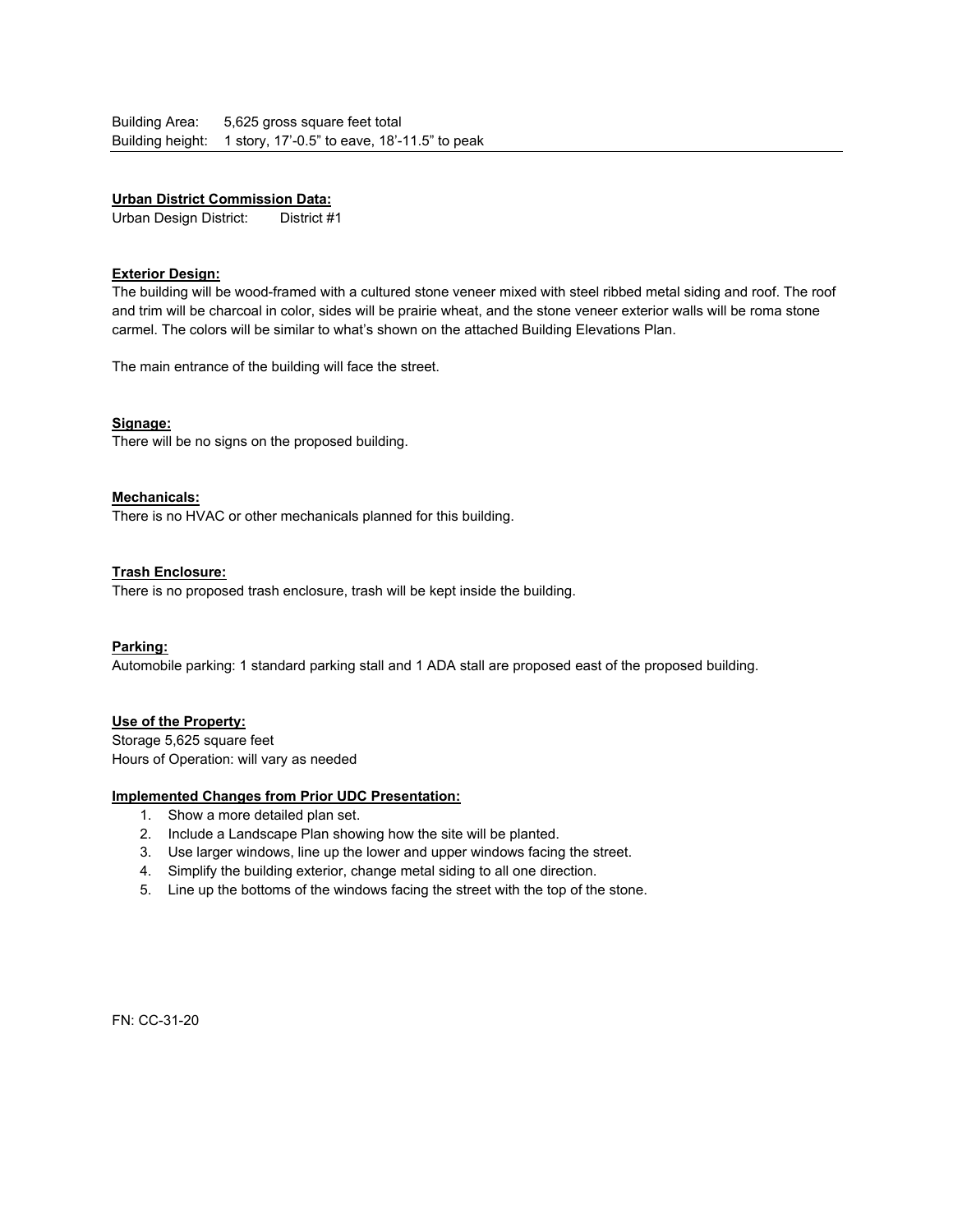Building Area: 5,625 gross square feet total
Building height: 1 story, 17'-0.5" to eave, 18'-11.5" to peak

---

**Urban District Commission Data:**

Urban Design District: District #1

**Exterior Design:**

The building will be wood-framed with a cultured stone veneer mixed with steel ribbed metal siding and roof. The roof and trim will be charcoal in color, sides will be prairie wheat, and the stone veneer exterior walls will be roma stone carmel. The colors will be similar to what's shown on the attached Building Elevations Plan.

The main entrance of the building will face the street.

**Signage:**

There will be no signs on the proposed building.

**Mechanicals:**

There is no HVAC or other mechanicals planned for this building.

**Trash Enclosure:**

There is no proposed trash enclosure, trash will be kept inside the building.

**Parking:**

Automobile parking: 1 standard parking stall and 1 ADA stall are proposed east of the proposed building.

**Use of the Property:**

Storage 5,625 square feet
Hours of Operation: will vary as needed

**Implemented Changes from Prior UDC Presentation:**

1. Show a more detailed plan set.
2. Include a Landscape Plan showing how the site will be planted.
3. Use larger windows, line up the lower and upper windows facing the street.
4. Simplify the building exterior, change metal siding to all one direction.
5. Line up the bottoms of the windows facing the street with the top of the stone.

FN: CC-31-20